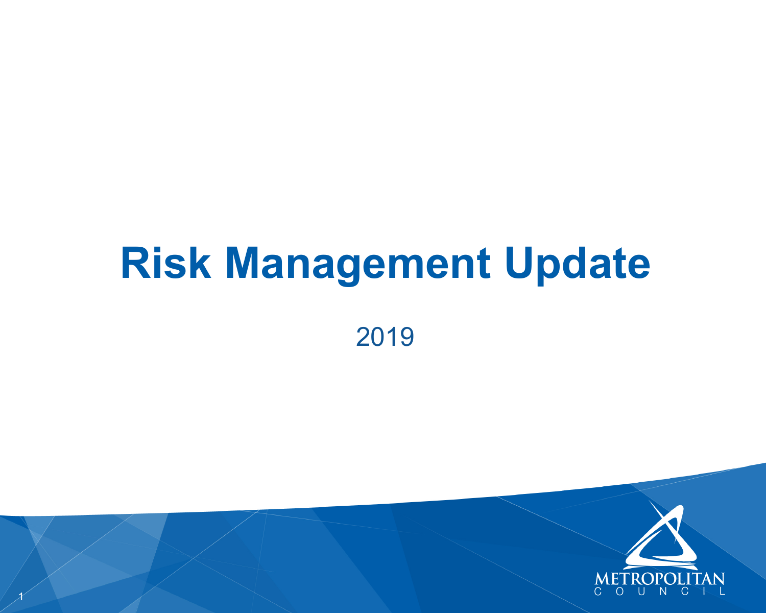# Risk Management Update

2019

METROPOLITAN COUNCIL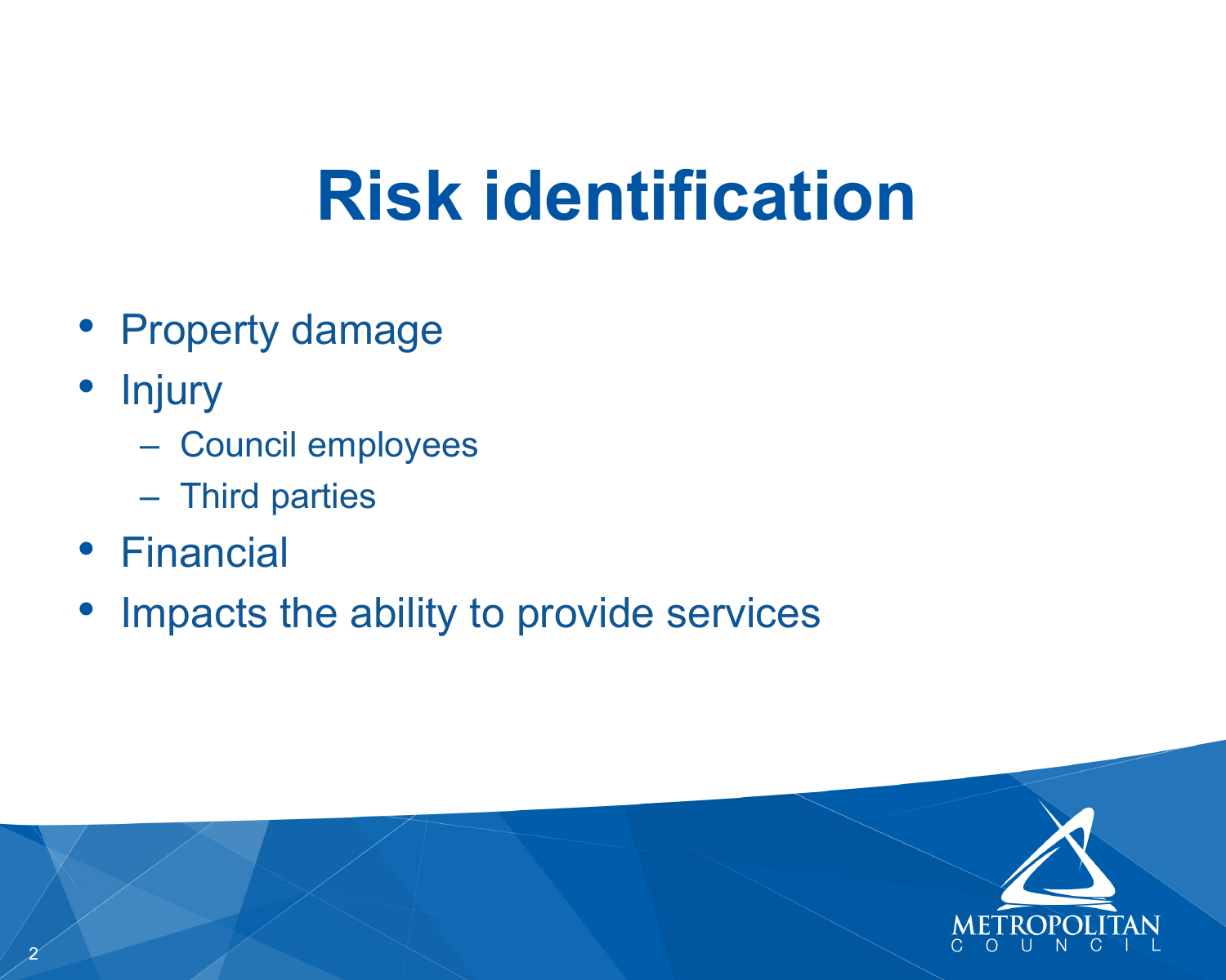# Risk identification

- Property damage
- Injury
  - Council employees
  - Third parties
- Financial
- Impacts the ability to provide services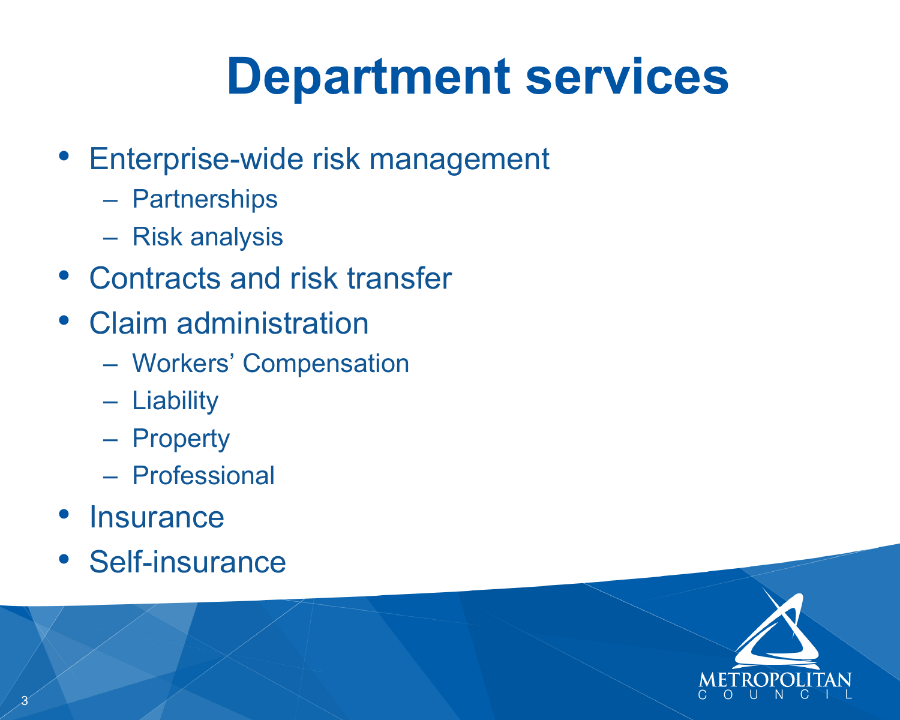# Department services

- Enterprise-wide risk management
  - Partnerships
  - Risk analysis
- Contracts and risk transfer
- Claim administration
  - Workers' Compensation
  - Liability
  - Property
  - Professional
- Insurance
- Self-insurance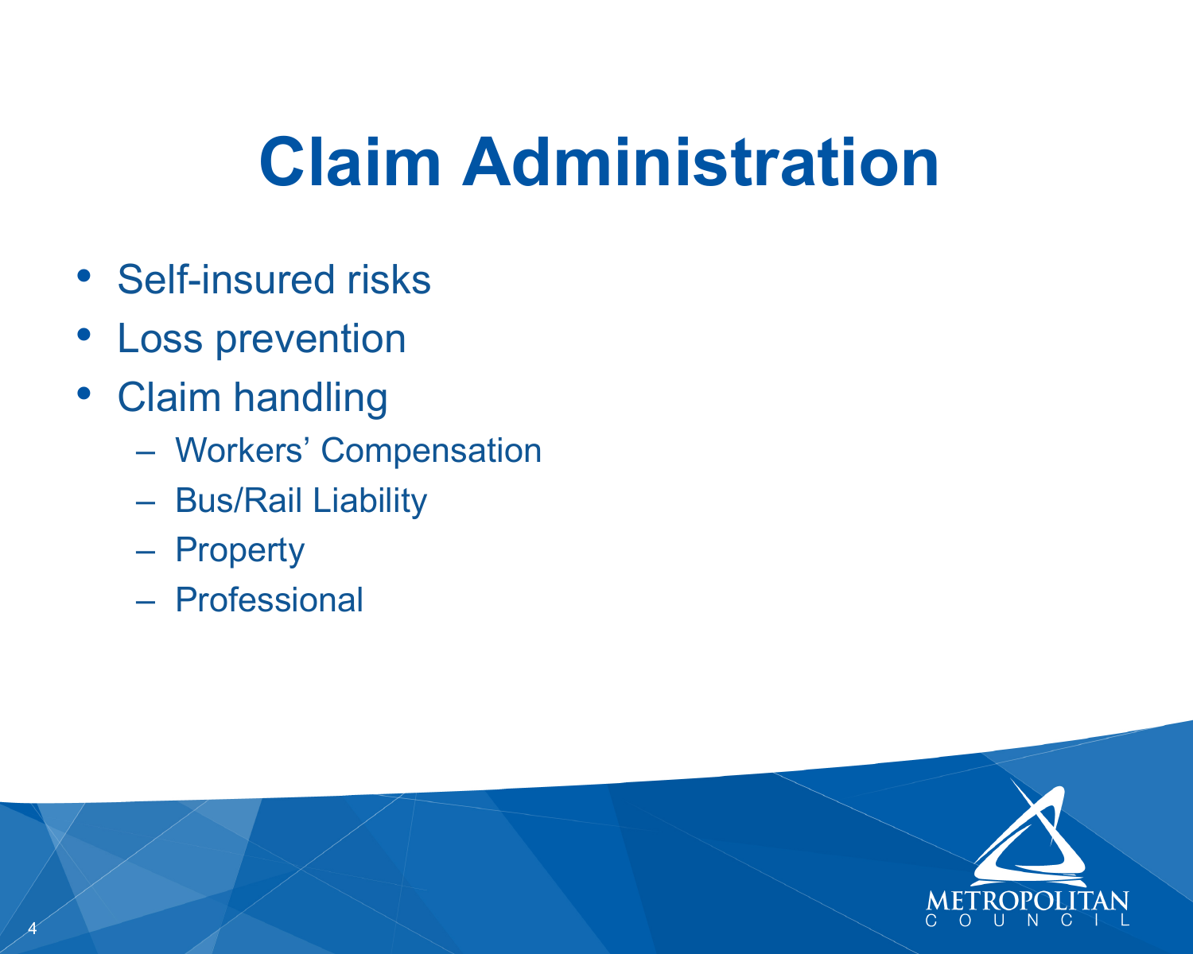# Claim Administration

- Self-insured risks
- Loss prevention
- Claim handling
  - Workers' Compensation
  - Bus/Rail Liability
  - Property
  - Professional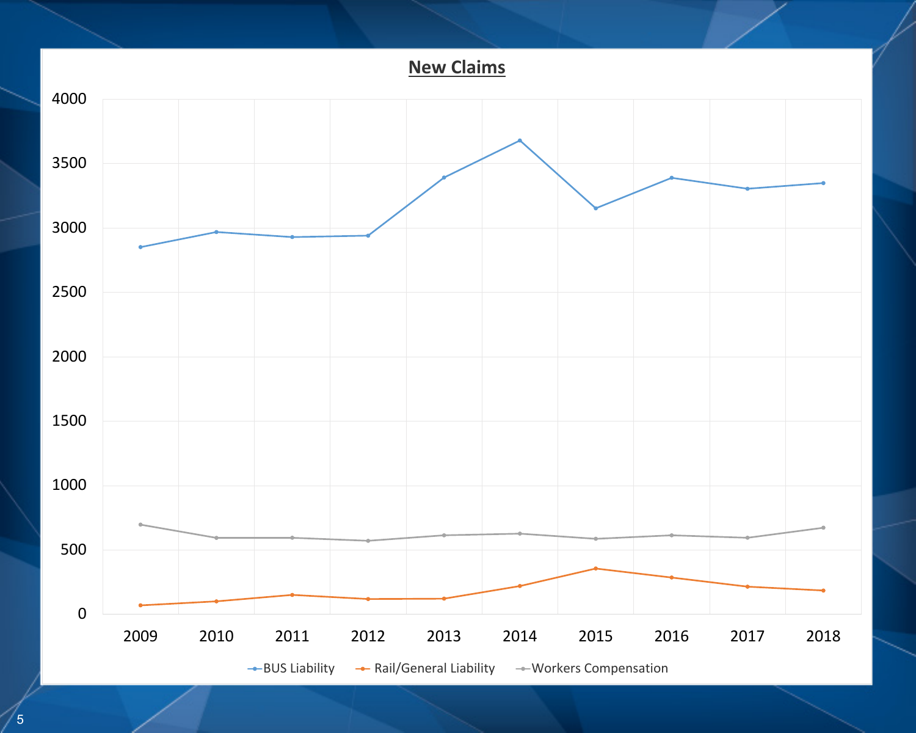## New Claims

4000
3500
3000
2500
2000
1500
1000
500
0

2009 2010 2011 2012 2013 2014 2015 2016 2017 2018

BUS Liability — Rail/General Liability — Workers Compensation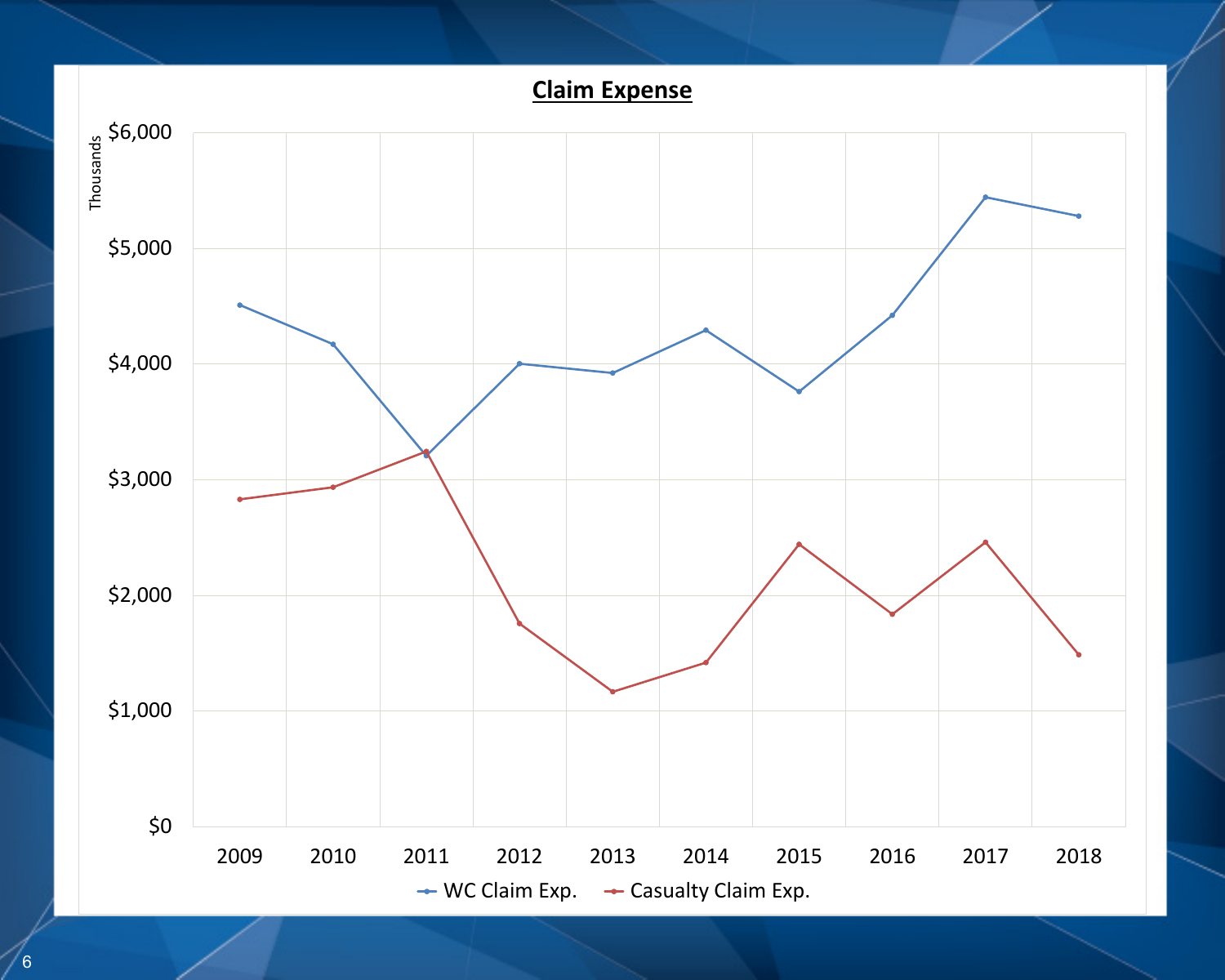## Claim Expense

Thousands

$6,000
$5,000
$4,000
$3,000
$2,000
$1,000
$0

2009 2010 2011 2012 2013 2014 2015 2016 2017 2018

WC Claim Exp. — Casualty Claim Exp.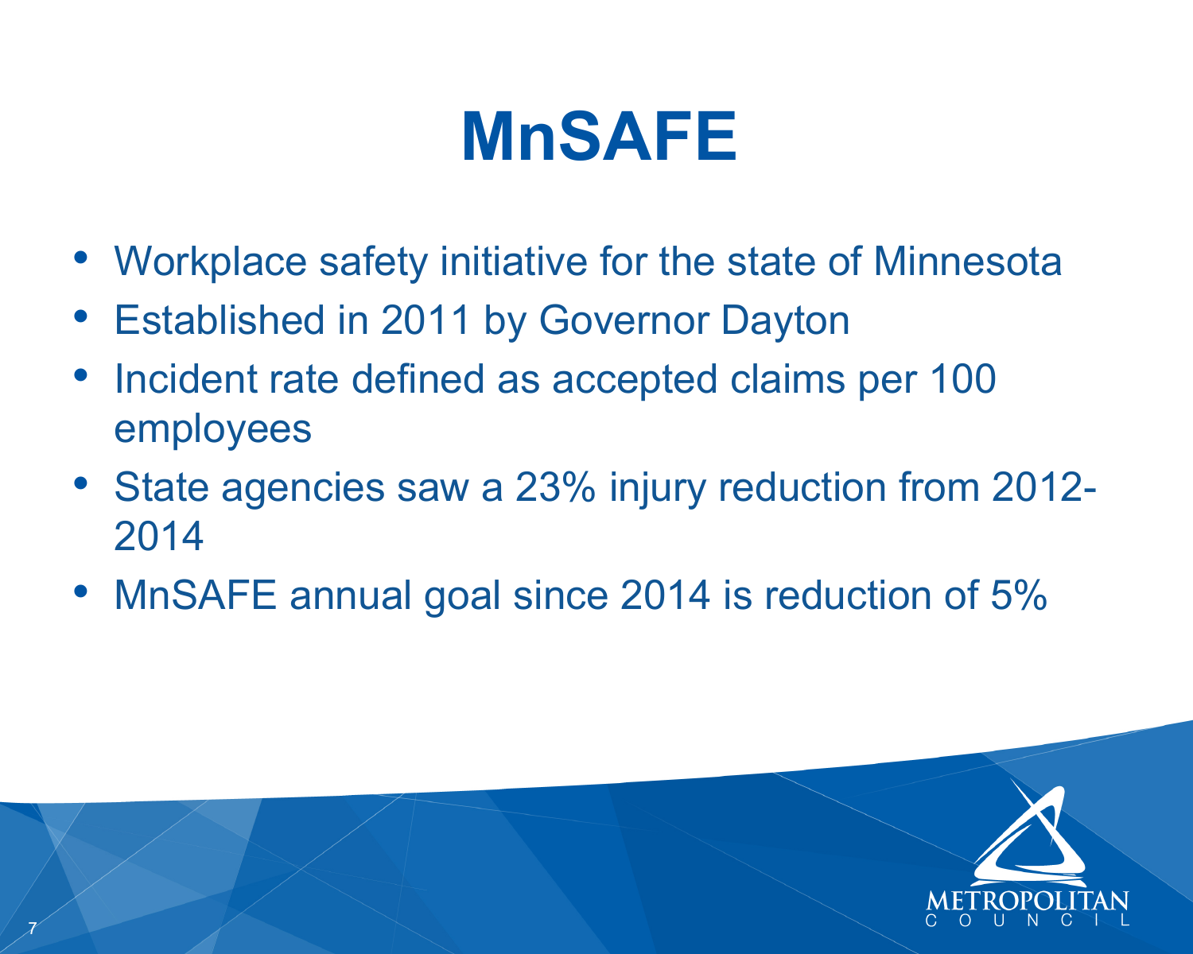# MnSAFE

- Workplace safety initiative for the state of Minnesota
- Established in 2011 by Governor Dayton
- Incident rate defined as accepted claims per 100 employees
- State agencies saw a 23% injury reduction from 2012-2014
- MnSAFE annual goal since 2014 is reduction of 5%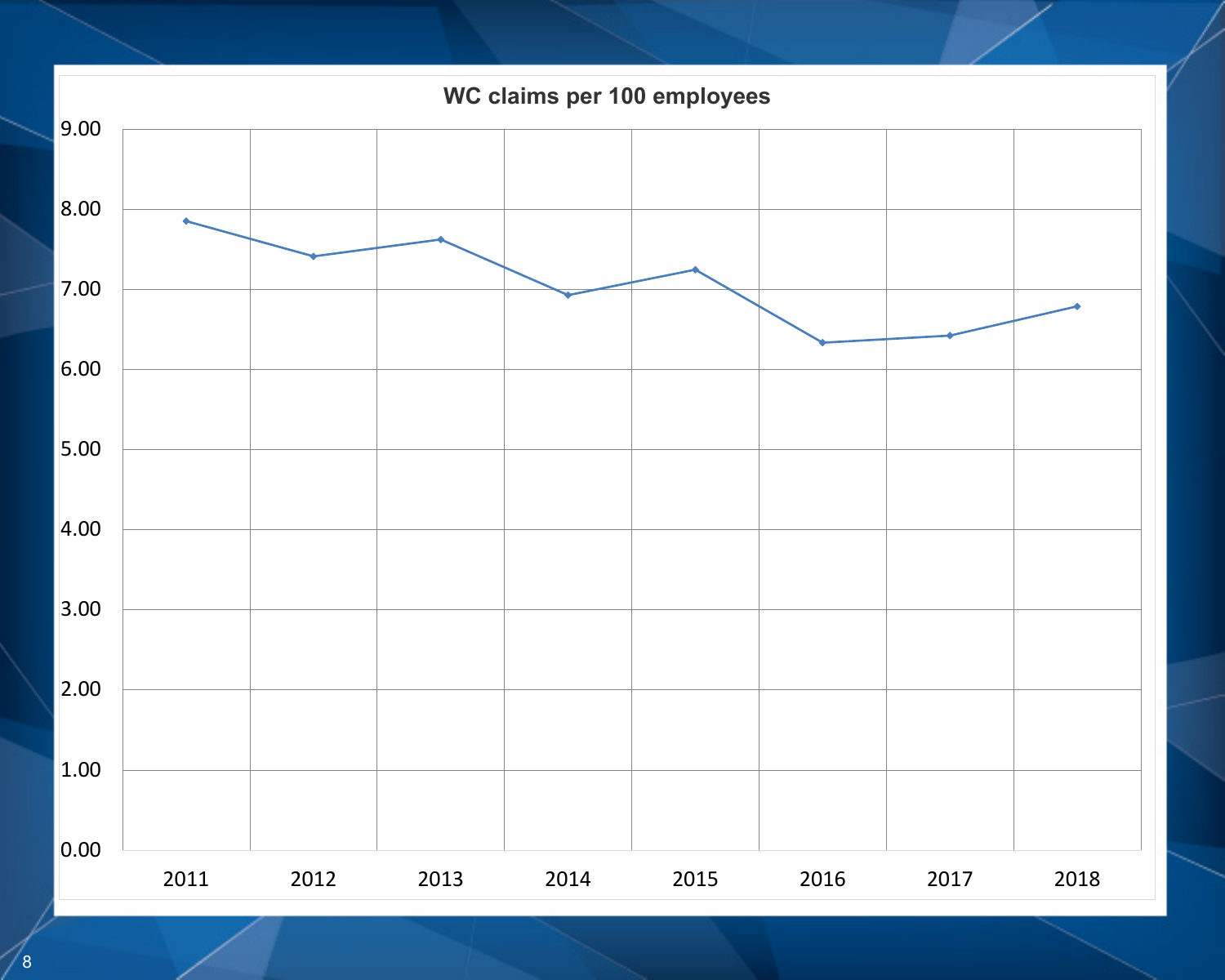**WC claims per 100 employees**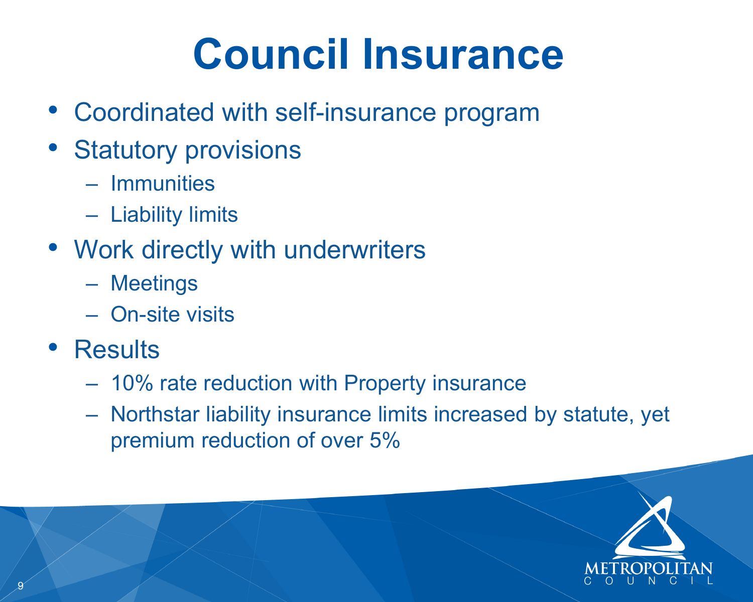# Council Insurance

- Coordinated with self-insurance program
- Statutory provisions
  - Immunities
  - Liability limits
- Work directly with underwriters
  - Meetings
  - On-site visits
- Results
  - 10% rate reduction with Property insurance
  - Northstar liability insurance limits increased by statute, yet premium reduction of over 5%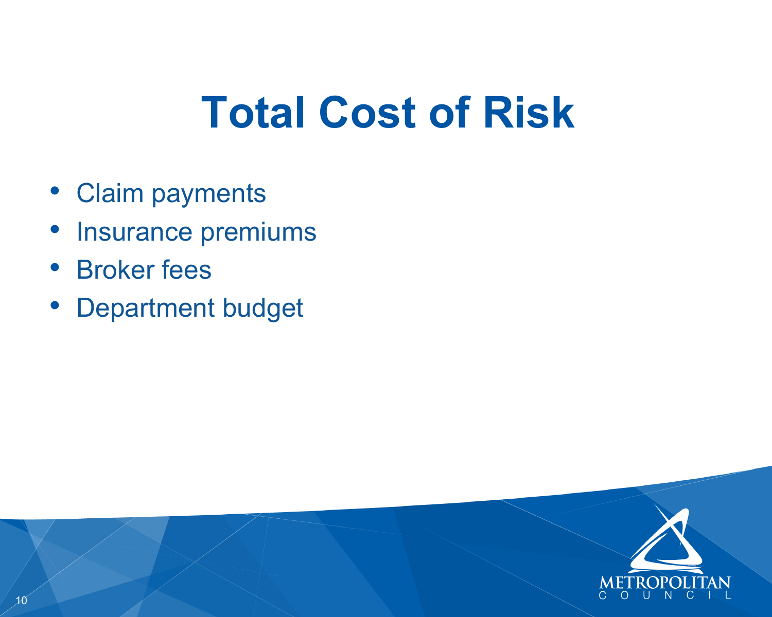# Total Cost of Risk

- Claim payments
- Insurance premiums
- Broker fees
- Department budget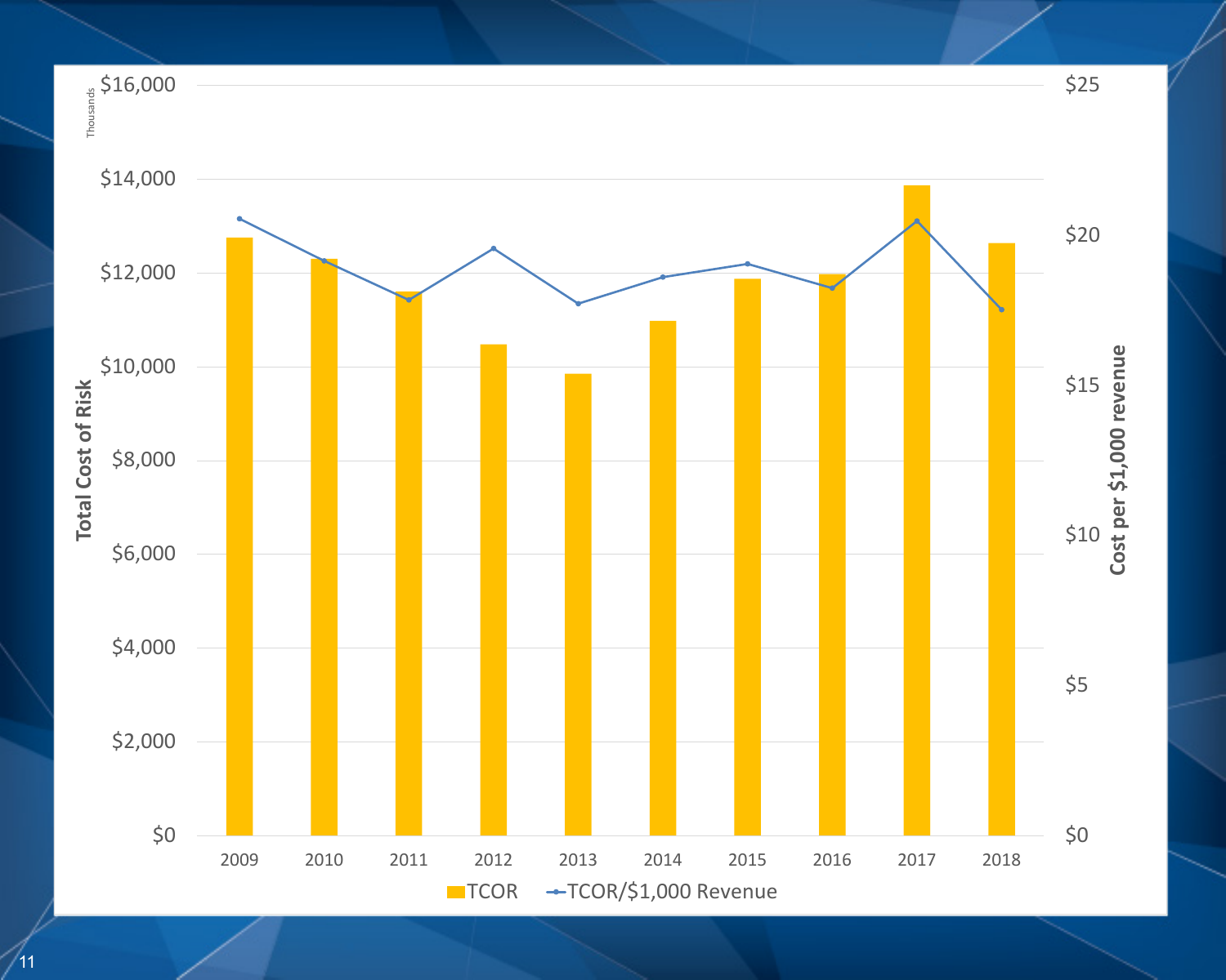Thousands

Total Cost of Risk: $0, $2,000, $4,000, $6,000, $8,000, $10,000, $12,000, $14,000, $16,000

Cost per $1,000 revenue: $0, $5, $10, $15, $20, $25

2009 2010 2011 2012 2013 2014 2015 2016 2017 2018

TCOR — TCOR/$1,000 Revenue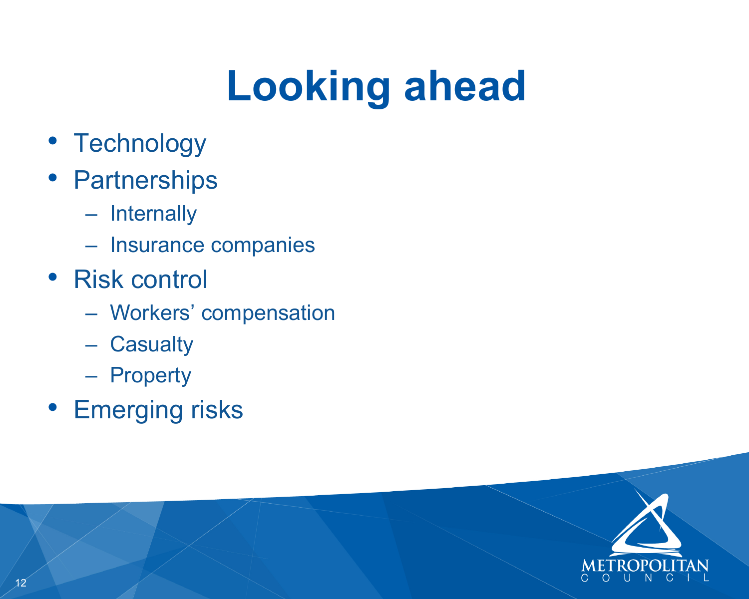# Looking ahead

- Technology
- Partnerships
  - Internally
  - Insurance companies
- Risk control
  - Workers' compensation
  - Casualty
  - Property
- Emerging risks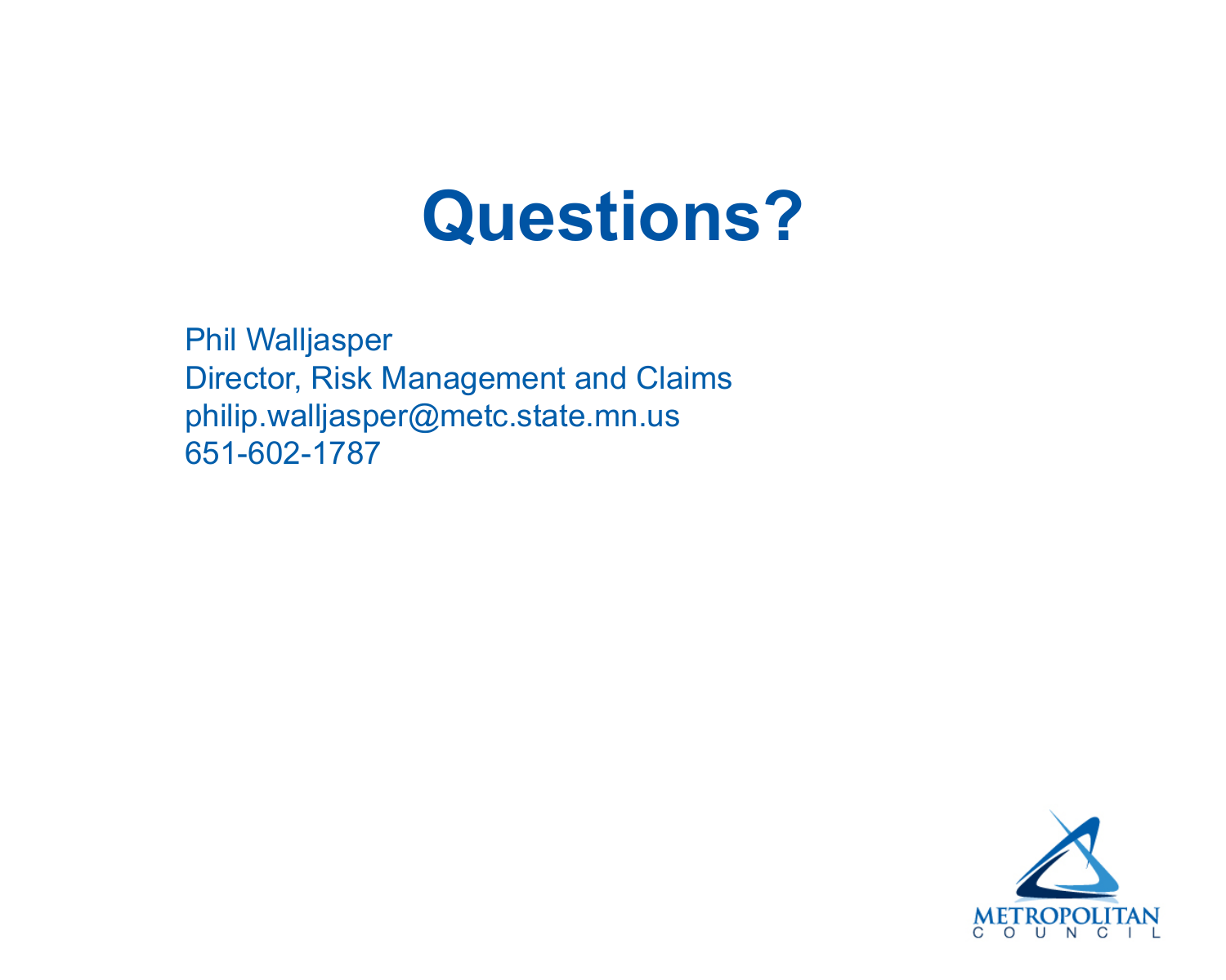# Questions?

Phil Walljasper
Director, Risk Management and Claims
philip.walljasper@metc.state.mn.us
651-602-1787